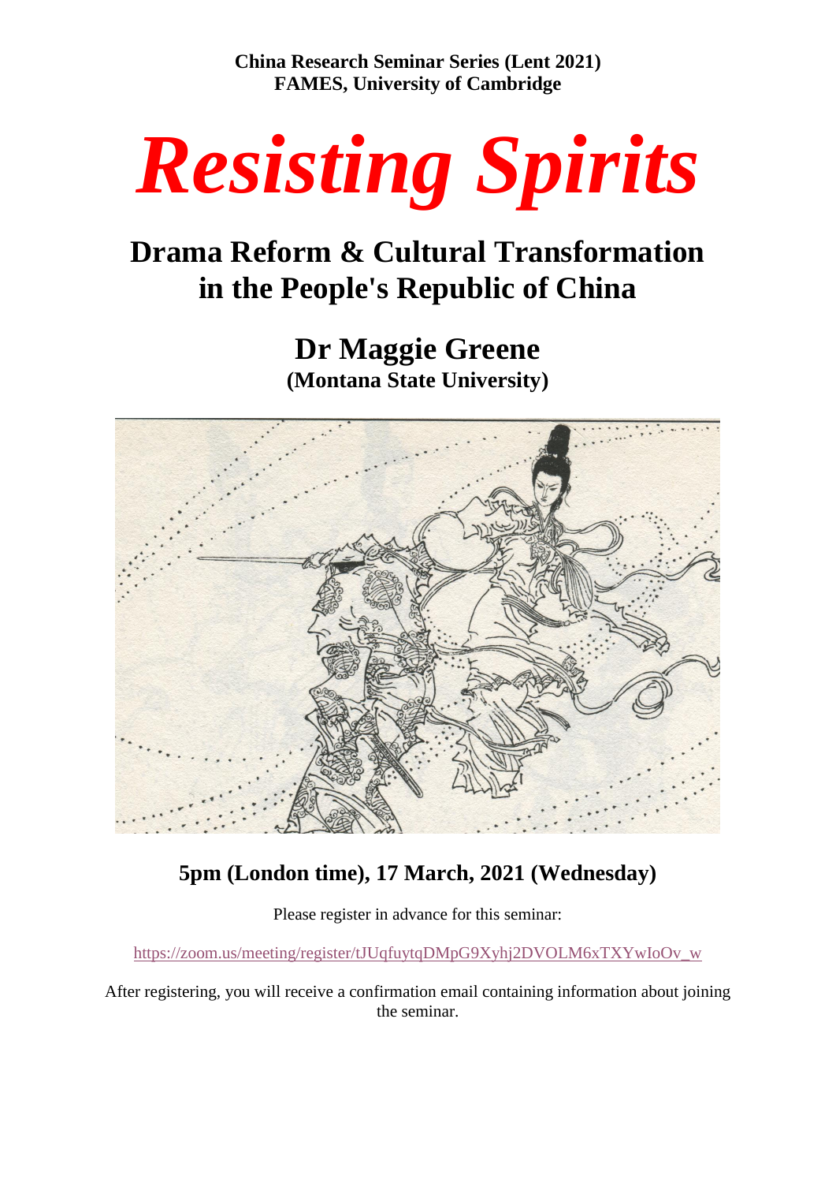**China Research Seminar Series (Lent 2021)**
**FAMES, University of Cambridge**

# *Resisting Spirits*

## Drama Reform & Cultural Transformation in the People's Republic of China

## Dr Maggie Greene

**(Montana State University)**

### 5pm (London time), 17 March, 2021 (Wednesday)

Please register in advance for this seminar:

https://zoom.us/meeting/register/tJUqfuytqDMpG9Xyhj2DVOLM6xTXYwIoOv_w

After registering, you will receive a confirmation email containing information about joining the seminar.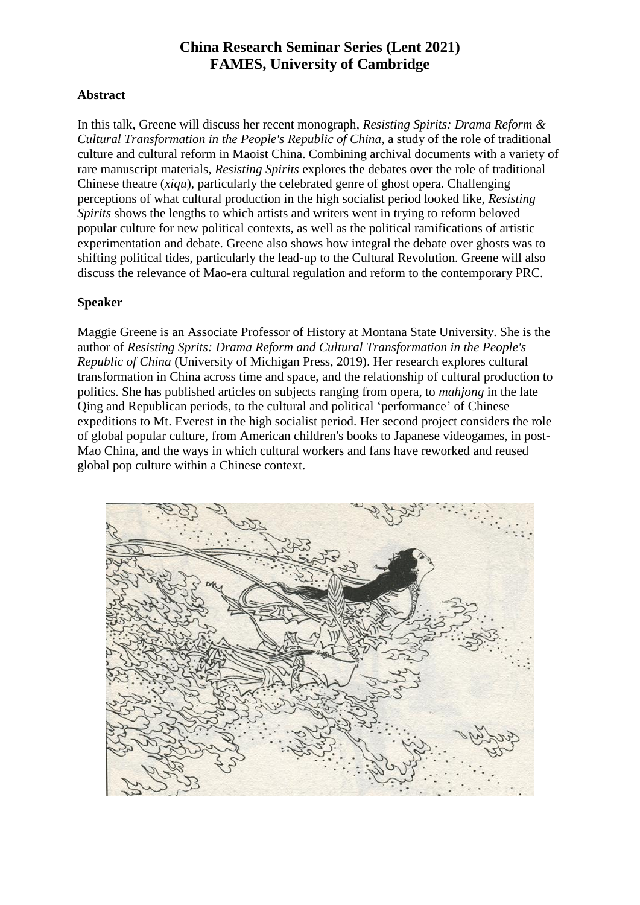# China Research Seminar Series (Lent 2021)
# FAMES, University of Cambridge

## Abstract

In this talk, Greene will discuss her recent monograph, *Resisting Spirits: Drama Reform & Cultural Transformation in the People's Republic of China*, a study of the role of traditional culture and cultural reform in Maoist China. Combining archival documents with a variety of rare manuscript materials, *Resisting Spirits* explores the debates over the role of traditional Chinese theatre (*xiqu*), particularly the celebrated genre of ghost opera. Challenging perceptions of what cultural production in the high socialist period looked like, *Resisting Spirits* shows the lengths to which artists and writers went in trying to reform beloved popular culture for new political contexts, as well as the political ramifications of artistic experimentation and debate. Greene also shows how integral the debate over ghosts was to shifting political tides, particularly the lead-up to the Cultural Revolution. Greene will also discuss the relevance of Mao-era cultural regulation and reform to the contemporary PRC.

## Speaker

Maggie Greene is an Associate Professor of History at Montana State University. She is the author of *Resisting Sprits: Drama Reform and Cultural Transformation in the People's Republic of China* (University of Michigan Press, 2019). Her research explores cultural transformation in China across time and space, and the relationship of cultural production to politics. She has published articles on subjects ranging from opera, to *mahjong* in the late Qing and Republican periods, to the cultural and political 'performance' of Chinese expeditions to Mt. Everest in the high socialist period. Her second project considers the role of global popular culture, from American children's books to Japanese videogames, in post-Mao China, and the ways in which cultural workers and fans have reworked and reused global pop culture within a Chinese context.